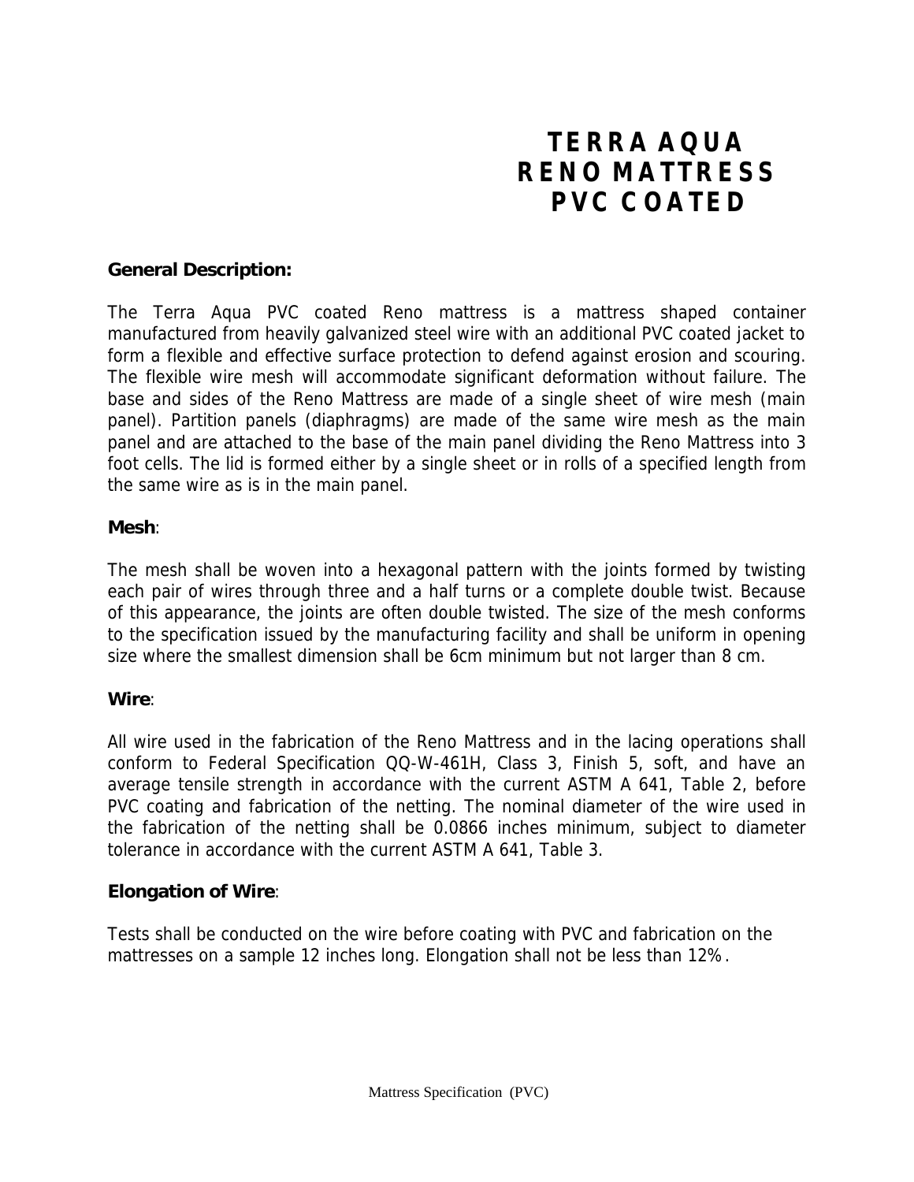# TERRA AQUA RENO MATTRESS PVC COATED

**General Description:**

The Terra Aqua PVC coated Reno mattress is a mattress shaped container manufactured from heavily galvanized steel wire with an additional PVC coated jacket to form a flexible and effective surface protection to defend against erosion and scouring. The flexible wire mesh will accommodate significant deformation without failure. The base and sides of the Reno Mattress are made of a single sheet of wire mesh (main panel). Partition panels (diaphragms) are made of the same wire mesh as the main panel and are attached to the base of the main panel dividing the Reno Mattress into 3 foot cells. The lid is formed either by a single sheet or in rolls of a specified length from the same wire as is in the main panel.

**Mesh**:

The mesh shall be woven into a hexagonal pattern with the joints formed by twisting each pair of wires through three and a half turns or a complete double twist. Because of this appearance, the joints are often double twisted. The size of the mesh conforms to the specification issued by the manufacturing facility and shall be uniform in opening size where the smallest dimension shall be 6cm minimum but not larger than 8 cm.

**Wire**:

All wire used in the fabrication of the Reno Mattress and in the lacing operations shall conform to Federal Specification QQ-W-461H, Class 3, Finish 5, soft, and have an average tensile strength in accordance with the current ASTM A 641, Table 2, before PVC coating and fabrication of the netting. The nominal diameter of the wire used in the fabrication of the netting shall be 0.0866 inches minimum, subject to diameter tolerance in accordance with the current ASTM A 641, Table 3.

**Elongation of Wire**:

Tests shall be conducted on the wire before coating with PVC and fabrication on the mattresses on a sample 12 inches long. Elongation shall not be less than 12%.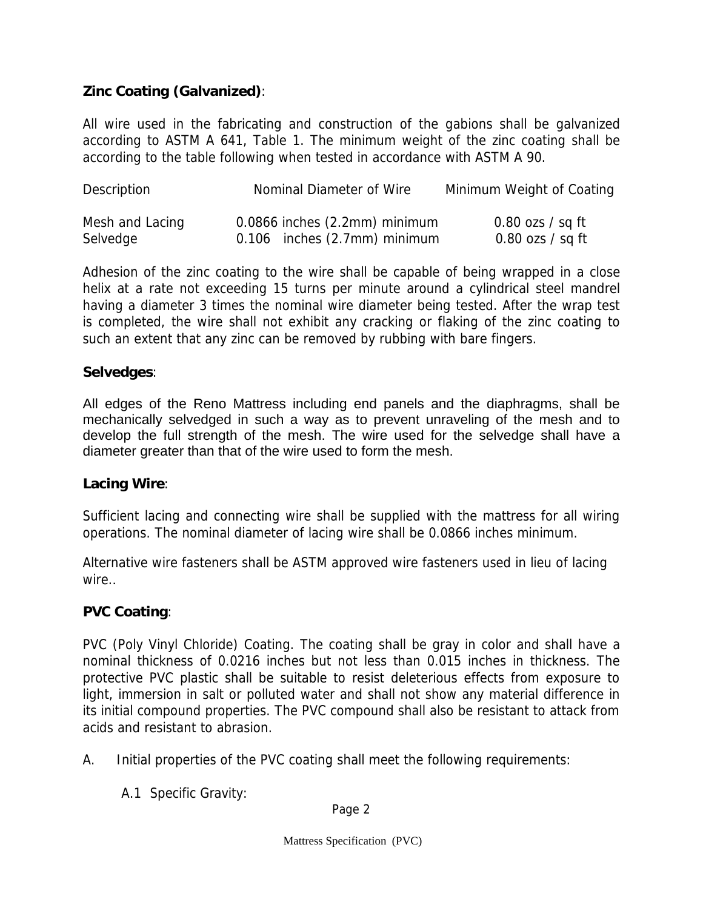**Zinc Coating (Galvanized)**:

All wire used in the fabricating and construction of the gabions shall be galvanized according to ASTM A 641, Table 1. The minimum weight of the zinc coating shall be according to the table following when tested in accordance with ASTM A 90.

| Description | Nominal Diameter of Wire | Minimum Weight of Coating |
|---|---|---|
| Mesh and Lacing | 0.0866 inches (2.2mm) minimum | 0.80 ozs / sq ft |
| Selvedge | 0.106 inches (2.7mm) minimum | 0.80 ozs / sq ft |

Adhesion of the zinc coating to the wire shall be capable of being wrapped in a close helix at a rate not exceeding 15 turns per minute around a cylindrical steel mandrel having a diameter 3 times the nominal wire diameter being tested. After the wrap test is completed, the wire shall not exhibit any cracking or flaking of the zinc coating to such an extent that any zinc can be removed by rubbing with bare fingers.

**Selvedges**:

All edges of the Reno Mattress including end panels and the diaphragms, shall be mechanically selvedged in such a way as to prevent unraveling of the mesh and to develop the full strength of the mesh. The wire used for the selvedge shall have a diameter greater than that of the wire used to form the mesh.

**Lacing Wire**:

Sufficient lacing and connecting wire shall be supplied with the mattress for all wiring operations. The nominal diameter of lacing wire shall be 0.0866 inches minimum.

Alternative wire fasteners shall be ASTM approved wire fasteners used in lieu of lacing wire..

**PVC Coating**:

PVC (Poly Vinyl Chloride) Coating. The coating shall be gray in color and shall have a nominal thickness of 0.0216 inches but not less than 0.015 inches in thickness. The protective PVC plastic shall be suitable to resist deleterious effects from exposure to light, immersion in salt or polluted water and shall not show any material difference in its initial compound properties. The PVC compound shall also be resistant to attack from acids and resistant to abrasion.

A. Initial properties of the PVC coating shall meet the following requirements:

A.1 Specific Gravity: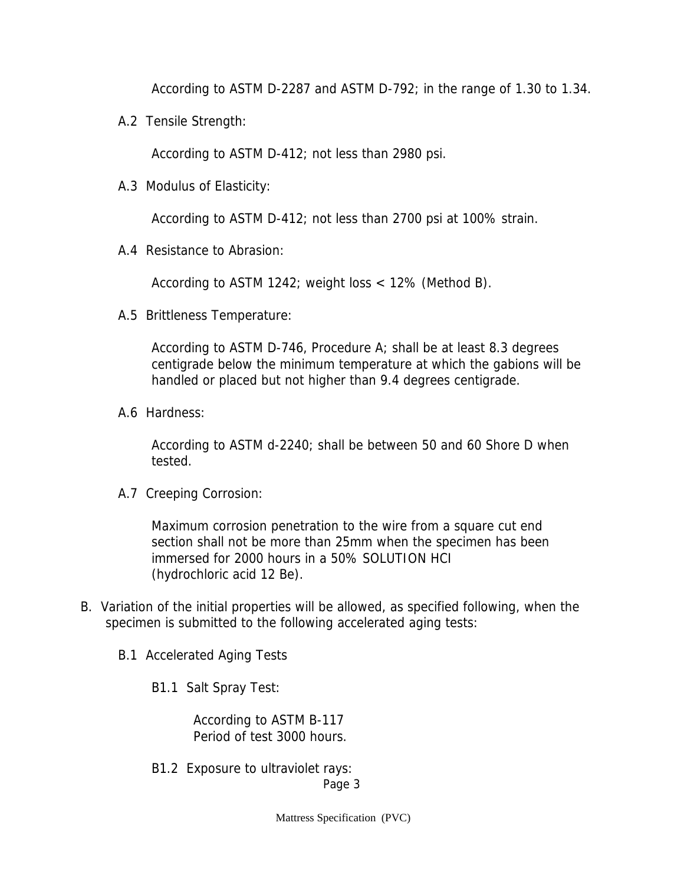According to ASTM D-2287 and ASTM D-792; in the range of 1.30 to 1.34.

A.2 Tensile Strength:

According to ASTM D-412; not less than 2980 psi.

A.3 Modulus of Elasticity:

According to ASTM D-412; not less than 2700 psi at 100% strain.

A.4 Resistance to Abrasion:

According to ASTM 1242; weight loss < 12% (Method B).

A.5 Brittleness Temperature:

According to ASTM D-746, Procedure A; shall be at least 8.3 degrees centigrade below the minimum temperature at which the gabions will be handled or placed but not higher than 9.4 degrees centigrade.

A.6 Hardness:

According to ASTM d-2240; shall be between 50 and 60 Shore D when tested.

A.7 Creeping Corrosion:

Maximum corrosion penetration to the wire from a square cut end section shall not be more than 25mm when the specimen has been immersed for 2000 hours in a 50% SOLUTION HCI (hydrochloric acid 12 Be).

B. Variation of the initial properties will be allowed, as specified following, when the specimen is submitted to the following accelerated aging tests:

B.1 Accelerated Aging Tests

B1.1 Salt Spray Test:

According to ASTM B-117
Period of test 3000 hours.

B1.2 Exposure to ultraviolet rays: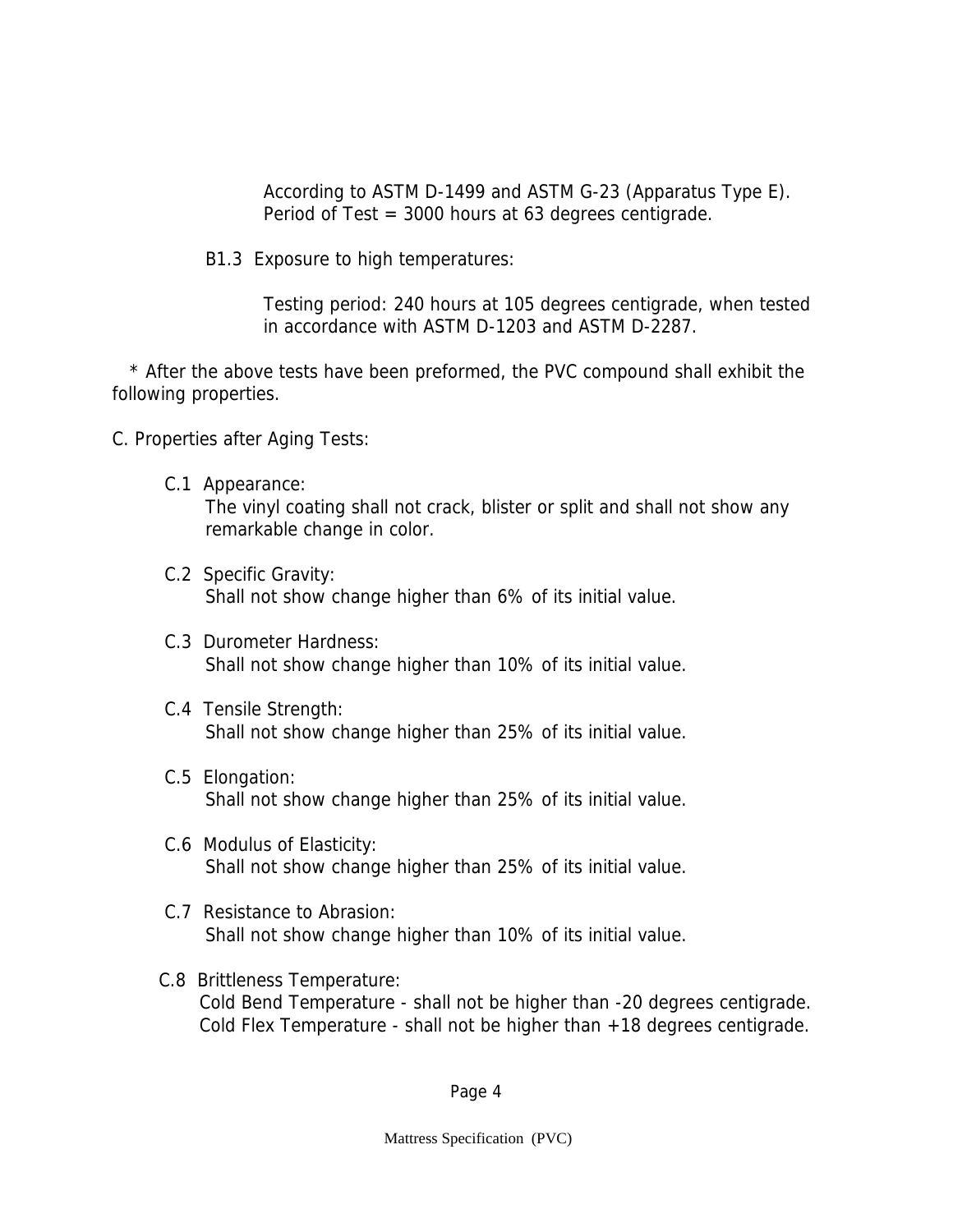According to ASTM D-1499 and ASTM G-23 (Apparatus Type E).
Period of Test = 3000 hours at 63 degrees centigrade.

B1.3 Exposure to high temperatures:

Testing period: 240 hours at 105 degrees centigrade, when tested in accordance with ASTM D-1203 and ASTM D-2287.

\* After the above tests have been preformed, the PVC compound shall exhibit the following properties.

C. Properties after Aging Tests:

C.1 Appearance:
The vinyl coating shall not crack, blister or split and shall not show any remarkable change in color.

C.2 Specific Gravity:
Shall not show change higher than 6% of its initial value.

C.3 Durometer Hardness:
Shall not show change higher than 10% of its initial value.

C.4 Tensile Strength:
Shall not show change higher than 25% of its initial value.

C.5 Elongation:
Shall not show change higher than 25% of its initial value.

C.6 Modulus of Elasticity:
Shall not show change higher than 25% of its initial value.

C.7 Resistance to Abrasion:
Shall not show change higher than 10% of its initial value.

C.8 Brittleness Temperature:
Cold Bend Temperature - shall not be higher than -20 degrees centigrade.
Cold Flex Temperature - shall not be higher than +18 degrees centigrade.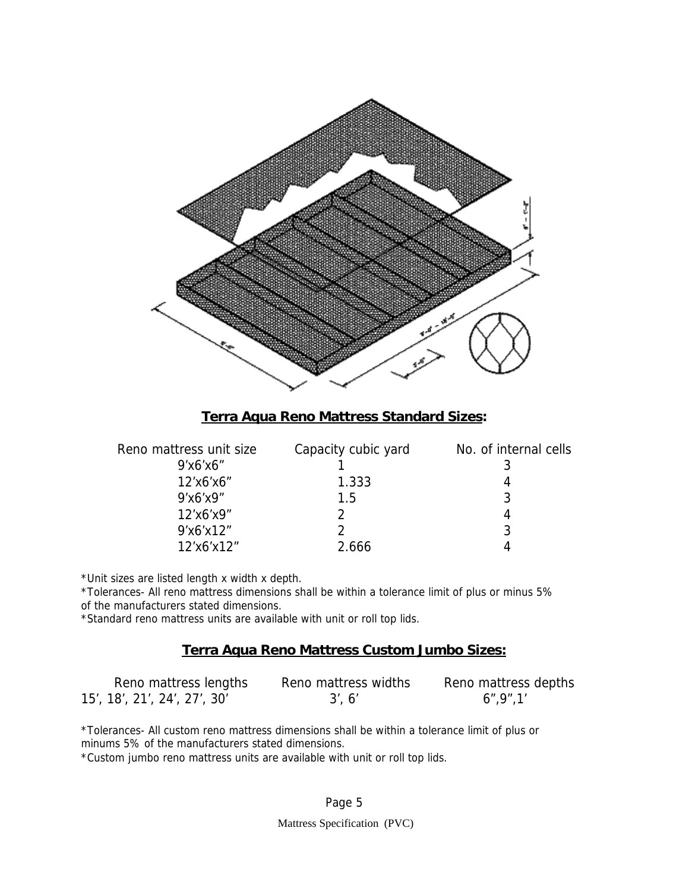## **Terra Aqua Reno Mattress Standard Sizes:**

| Reno mattress unit size | Capacity cubic yard | No. of internal cells |
|---|---|---|
| 9’x6’x6” | 1 | 3 |
| 12’x6’x6” | 1.333 | 4 |
| 9’x6’x9” | 1.5 | 3 |
| 12’x6’x9” | 2 | 4 |
| 9’x6’x12” | 2 | 3 |
| 12’x6’x12” | 2.666 | 4 |

*Unit sizes are listed length x width x depth.
*Tolerances- All reno mattress dimensions shall be within a tolerance limit of plus or minus 5% of the manufacturers stated dimensions.
*Standard reno mattress units are available with unit or roll top lids.

## **Terra Aqua Reno Mattress Custom Jumbo Sizes:**

| Reno mattress lengths | Reno mattress widths | Reno mattress depths |
|---|---|---|
| 15’, 18’, 21’, 24’, 27’, 30’ | 3’, 6’ | 6”,9”,1’ |

*Tolerances- All custom reno mattress dimensions shall be within a tolerance limit of plus or minums 5% of the manufacturers stated dimensions.
*Custom jumbo reno mattress units are available with unit or roll top lids.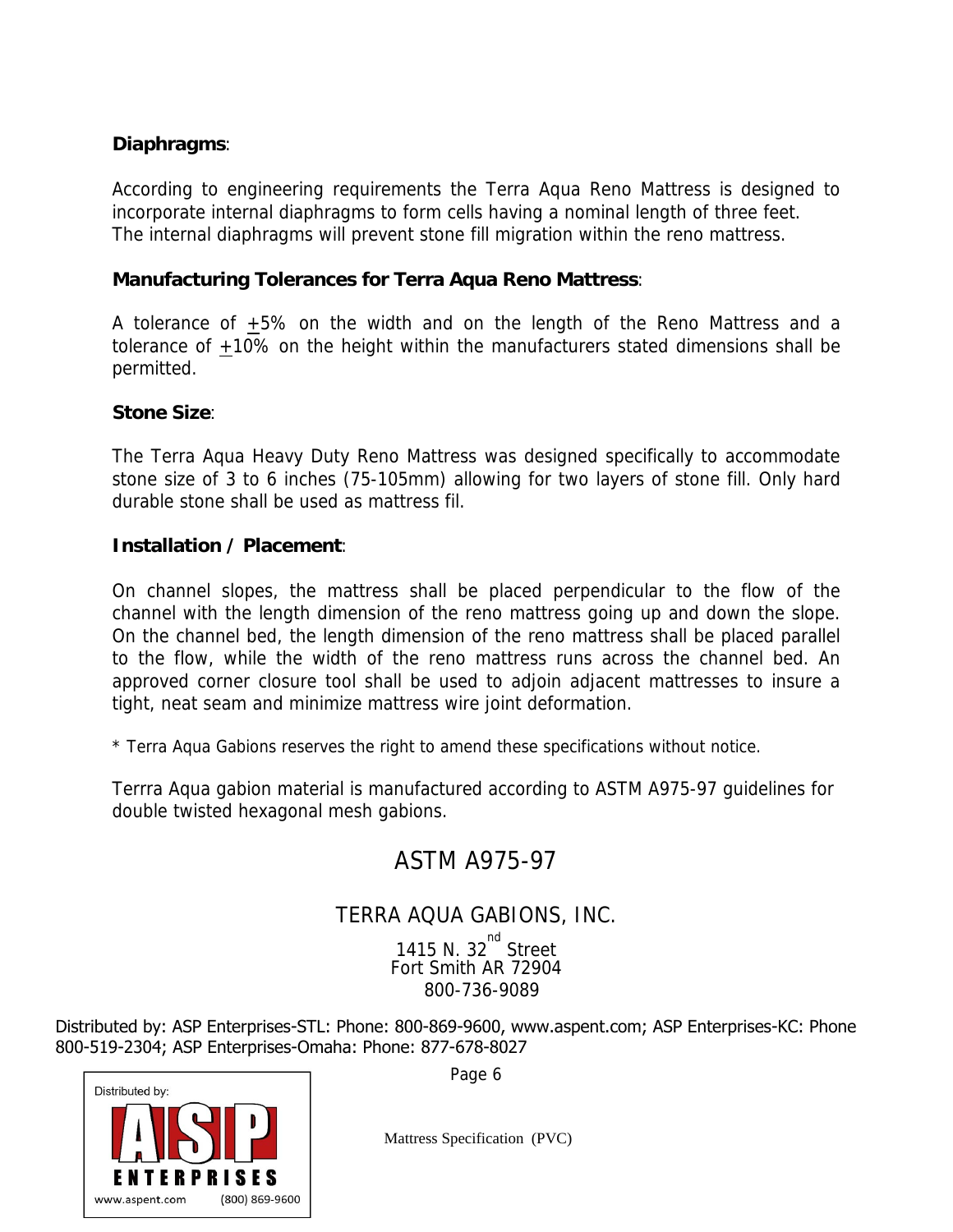**Diaphragms**:

According to engineering requirements the Terra Aqua Reno Mattress is designed to incorporate internal diaphragms to form cells having a nominal length of three feet. The internal diaphragms will prevent stone fill migration within the reno mattress.

**Manufacturing Tolerances for Terra Aqua Reno Mattress**:

A tolerance of ±5% on the width and on the length of the Reno Mattress and a tolerance of ±10% on the height within the manufacturers stated dimensions shall be permitted.

**Stone Size**:

The Terra Aqua Heavy Duty Reno Mattress was designed specifically to accommodate stone size of 3 to 6 inches (75-105mm) allowing for two layers of stone fill. Only hard durable stone shall be used as mattress fil.

**Installation / Placement**:

On channel slopes, the mattress shall be placed perpendicular to the flow of the channel with the length dimension of the reno mattress going up and down the slope. On the channel bed, the length dimension of the reno mattress shall be placed parallel to the flow, while the width of the reno mattress runs across the channel bed. An approved corner closure tool shall be used to adjoin adjacent mattresses to insure a tight, neat seam and minimize mattress wire joint deformation.

* Terra Aqua Gabions reserves the right to amend these specifications without notice.

Terrra Aqua gabion material is manufactured according to ASTM A975-97 guidelines for double twisted hexagonal mesh gabions.

ASTM A975-97

TERRA AQUA GABIONS, INC.

1415 N. 32nd Street
Fort Smith AR 72904
800-736-9089

Distributed by: ASP Enterprises-STL: Phone: 800-869-9600, www.aspent.com; ASP Enterprises-KC: Phone 800-519-2304; ASP Enterprises-Omaha: Phone: 877-678-8027

Distributed by:
ASP
ENTERPRISES
www.aspent.com (800) 869-9600

Mattress Specification (PVC)